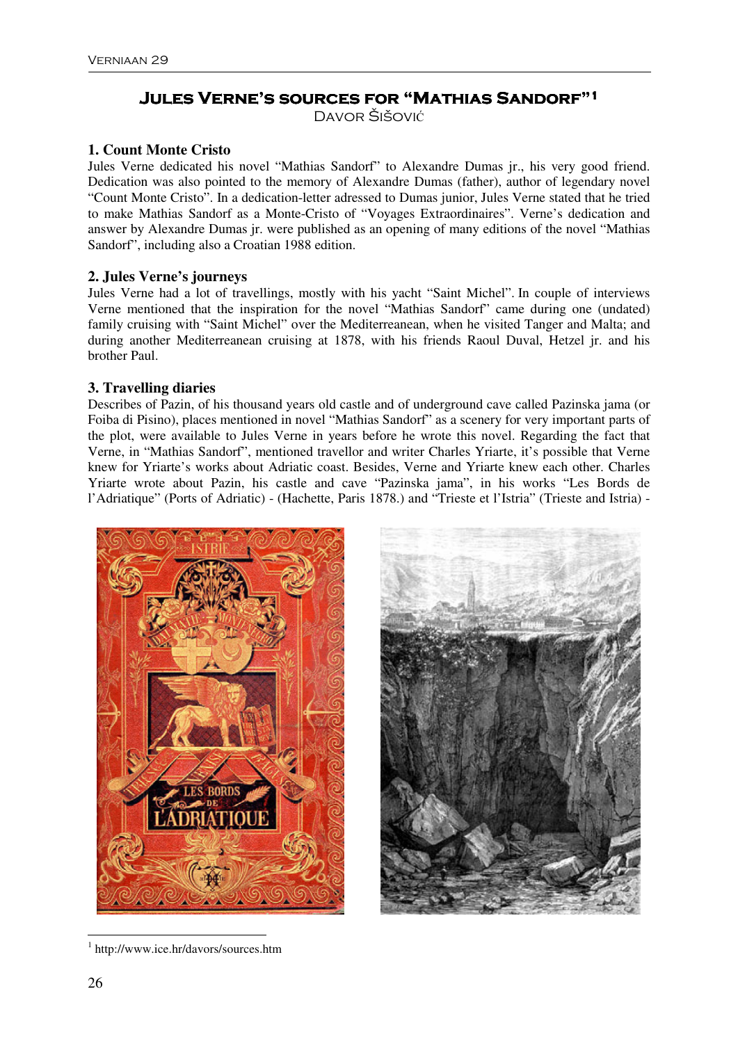# Jules Verne's sources for "Mathias Sandorf"[1]

Davor Šišović

## 1. Count Monte Cristo

Jules Verne dedicated his novel "Mathias Sandorf" to Alexandre Dumas jr., his very good friend. Dedication was also pointed to the memory of Alexandre Dumas (father), author of legendary novel "Count Monte Cristo". In a dedication-letter adressed to Dumas junior, Jules Verne stated that he tried to make Mathias Sandorf as a Monte-Cristo of "Voyages Extraordinaires". Verne's dedication and answer by Alexandre Dumas jr. were published as an opening of many editions of the novel "Mathias Sandorf", including also a Croatian 1988 edition.

## 2. Jules Verne's journeys

Jules Verne had a lot of travellings, mostly with his yacht "Saint Michel". In couple of interviews Verne mentioned that the inspiration for the novel "Mathias Sandorf" came during one (undated) family cruising with "Saint Michel" over the Mediterreanean, when he visited Tanger and Malta; and during another Mediterreanean cruising at 1878, with his friends Raoul Duval, Hetzel jr. and his brother Paul.

## 3. Travelling diaries

Describes of Pazin, of his thousand years old castle and of underground cave called Pazinska jama (or Foiba di Pisino), places mentioned in novel "Mathias Sandorf" as a scenery for very important parts of the plot, were available to Jules Verne in years before he wrote this novel. Regarding the fact that Verne, in "Mathias Sandorf", mentioned travellor and writer Charles Yriarte, it's possible that Verne knew for Yriarte's works about Adriatic coast. Besides, Verne and Yriarte knew each other. Charles Yriarte wrote about Pazin, his castle and cave "Pazinska jama", in his works "Les Bords de l'Adriatique" (Ports of Adriatic) - (Hachette, Paris 1878.) and "Trieste et l'Istria" (Trieste and Istria) -

[1] http://www.ice.hr/davors/sources.htm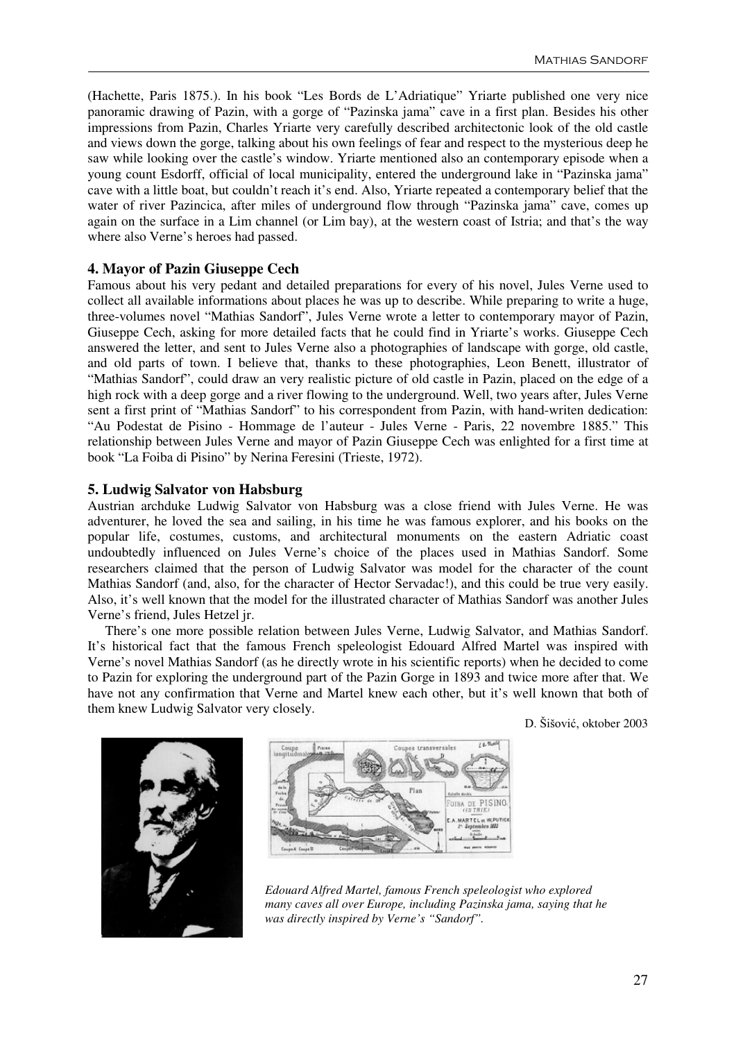(Hachette, Paris 1875.). In his book "Les Bords de L'Adriatique" Yriarte published one very nice panoramic drawing of Pazin, with a gorge of "Pazinska jama" cave in a first plan. Besides his other impressions from Pazin, Charles Yriarte very carefully described architectonic look of the old castle and views down the gorge, talking about his own feelings of fear and respect to the mysterious deep he saw while looking over the castle's window. Yriarte mentioned also an contemporary episode when a young count Esdorff, official of local municipality, entered the underground lake in "Pazinska jama" cave with a little boat, but couldn't reach it's end. Also, Yriarte repeated a contemporary belief that the water of river Pazincica, after miles of underground flow through "Pazinska jama" cave, comes up again on the surface in a Lim channel (or Lim bay), at the western coast of Istria; and that's the way where also Verne's heroes had passed.

### 4. Mayor of Pazin Giuseppe Cech

Famous about his very pedant and detailed preparations for every of his novel, Jules Verne used to collect all available informations about places he was up to describe. While preparing to write a huge, three-volumes novel "Mathias Sandorf", Jules Verne wrote a letter to contemporary mayor of Pazin, Giuseppe Cech, asking for more detailed facts that he could find in Yriarte's works. Giuseppe Cech answered the letter, and sent to Jules Verne also a photographies of landscape with gorge, old castle, and old parts of town. I believe that, thanks to these photographies, Leon Benett, illustrator of "Mathias Sandorf", could draw an very realistic picture of old castle in Pazin, placed on the edge of a high rock with a deep gorge and a river flowing to the underground. Well, two years after, Jules Verne sent a first print of "Mathias Sandorf" to his correspondent from Pazin, with hand-writen dedication: "Au Podestat de Pisino - Hommage de l'auteur - Jules Verne - Paris, 22 novembre 1885." This relationship between Jules Verne and mayor of Pazin Giuseppe Cech was enlighted for a first time at book "La Foiba di Pisino" by Nerina Feresini (Trieste, 1972).

### 5. Ludwig Salvator von Habsburg

Austrian archduke Ludwig Salvator von Habsburg was a close friend with Jules Verne. He was adventurer, he loved the sea and sailing, in his time he was famous explorer, and his books on the popular life, costumes, customs, and architectural monuments on the eastern Adriatic coast undoubtedly influenced on Jules Verne's choice of the places used in Mathias Sandorf. Some researchers claimed that the person of Ludwig Salvator was model for the character of the count Mathias Sandorf (and, also, for the character of Hector Servadac!), and this could be true very easily. Also, it's well known that the model for the illustrated character of Mathias Sandorf was another Jules Verne's friend, Jules Hetzel jr.

There's one more possible relation between Jules Verne, Ludwig Salvator, and Mathias Sandorf. It's historical fact that the famous French speleologist Edouard Alfred Martel was inspired with Verne's novel Mathias Sandorf (as he directly wrote in his scientific reports) when he decided to come to Pazin for exploring the underground part of the Pazin Gorge in 1893 and twice more after that. We have not any confirmation that Verne and Martel knew each other, but it's well known that both of them knew Ludwig Salvator very closely.

D. Šišović, oktober 2003

*Edouard Alfred Martel, famous French speleologist who explored many caves all over Europe, including Pazinska jama, saying that he was directly inspired by Verne's "Sandorf".*